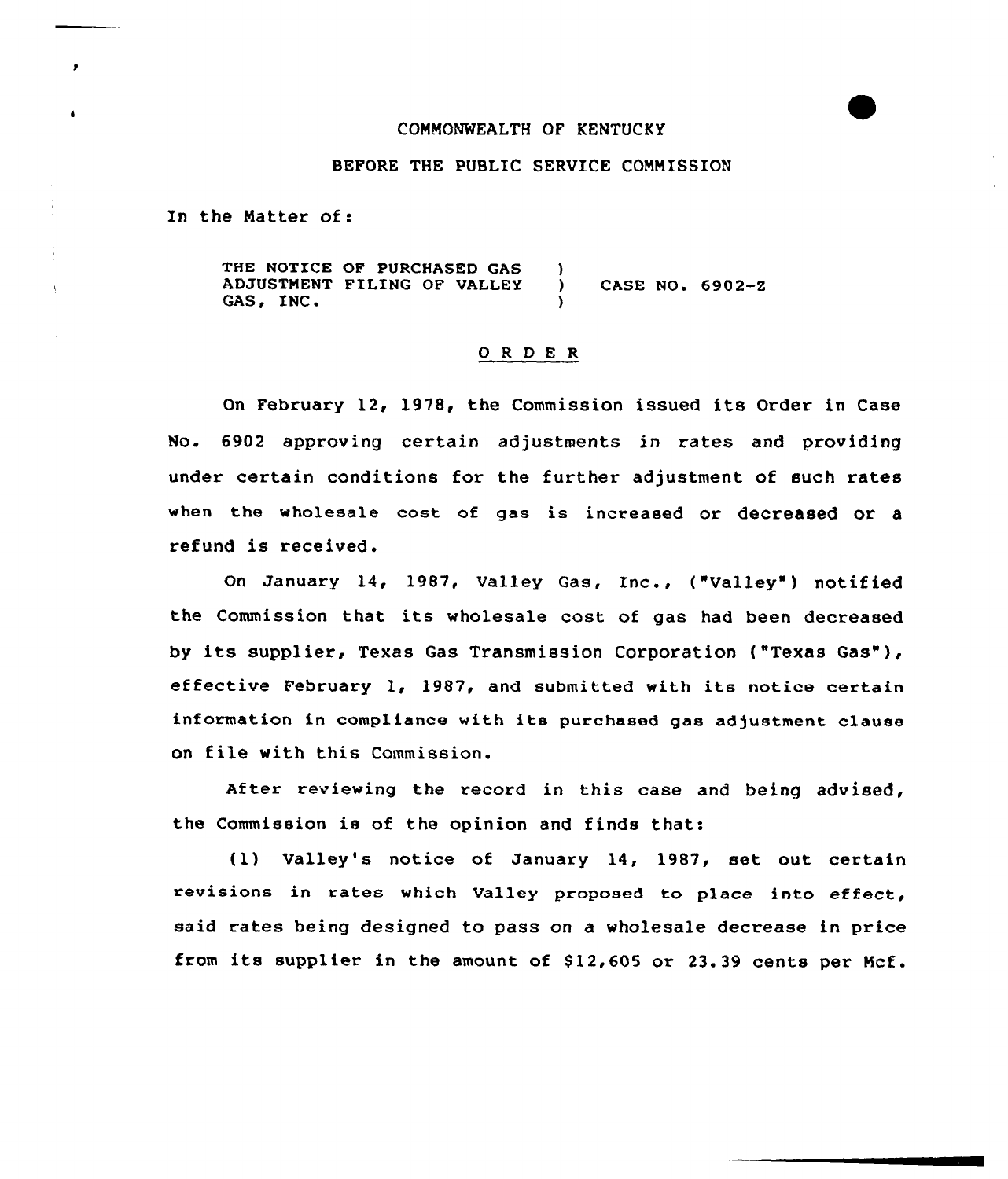COMMONWEALTH OF KENTUCKY

BEFORE THE PUBLIC SERVICE COMMISSION

In the Matter of:

| | | |
|---|---|---|
| THE NOTICE OF PURCHASED GAS ADJUSTMENT FILING OF VALLEY GAS, INC. | ) | CASE NO. 6902-Z |

## O R D E R

On February 12, 1978, the Commission issued its Order in Case No. 6902 approving certain adjustments in rates and providing under certain conditions for the further adjustment of such rates when the wholesale cost of gas is increased or decreased or a refund is received.

On January 14, 1987, Valley Gas, Inc., ("Valley") notified the Commission that its wholesale cost of gas had been decreased by its supplier, Texas Gas Transmission Corporation ("Texas Gas"), effective February 1, 1987, and submitted with its notice certain information in compliance with its purchased gas adjustment clause on file with this Commission.

After reviewing the record in this case and being advised, the Commission is of the opinion and finds that:

(1) Valley's notice of January 14, 1987, set out certain revisions in rates which Valley proposed to place into effect, said rates being designed to pass on a wholesale decrease in price from its supplier in the amount of $12,605 or 23.39 cents per Mcf.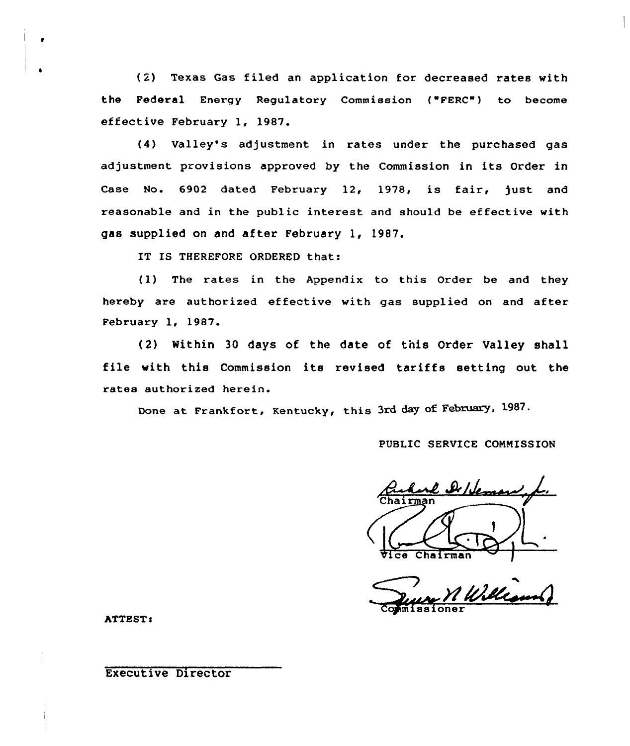(3) Texas Gas filed an application for decreased rates with the Federal Energy Regulatory Commission ("FERC") to become effective February 1, 1987.

(4) Valley's adjustment in rates under the purchased gas adjustment provisions approved by the Commission in its Order in Case No. 6902 dated February 12, 1978, is fair, just and reasonable and in the public interest and should be effective with gas supplied on and after February 1, 1987.

IT IS THEREFORE ORDERED that:

(1) The rates in the Appendix to this Order be and they hereby are authorized effective with gas supplied on and after February 1, 1987.

(2) Within 30 days of the date of this Order Valley shall file with this Commission its revised tariffs setting out the rates authorized herein.

Done at Frankfort, Kentucky, this 3rd day of February, 1987.

PUBLIC SERVICE COMMISSION

Chairman

Vice Chairman

Commissioner

ATTEST:

Executive Director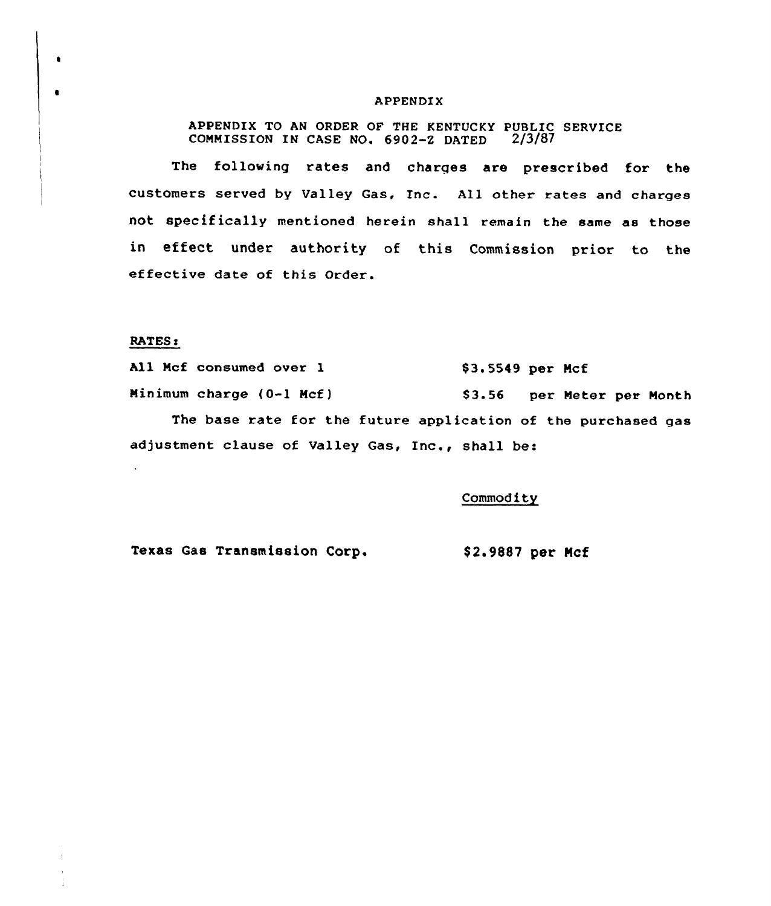# APPENDIX

APPENDIX TO AN ORDER OF THE KENTUCKY PUBLIC SERVICE COMMISSION IN CASE NO. 6902-Z DATED 2/3/87

The following rates and charges are prescribed for the customers served by Valley Gas, Inc. All other rates and charges not specifically mentioned herein shall remain the same as those in effect under authority of this Commission prior to the effective date of this Order.

RATES:

| | |
|---|---|
| All Mcf consumed over 1 | $3.5549 per Mcf |
| Minimum charge (0-1 Mcf) | $3.56 per Meter per Month |

The base rate for the future application of the purchased gas adjustment clause of Valley Gas, Inc., shall be:

| | Commodity |
|---|---|
| Texas Gas Transmission Corp. | $2.9887 per Mcf |